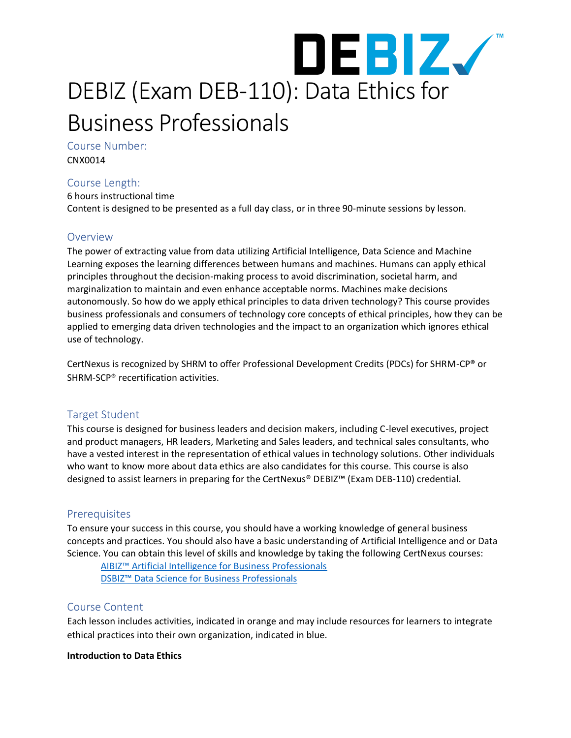DEBIZ™

# DEBIZ (Exam DEB-110): Data Ethics for Business Professionals

## Course Number:

CNX0014

## Course Length:

6 hours instructional time
Content is designed to be presented as a full day class, or in three 90-minute sessions by lesson.

## Overview

The power of extracting value from data utilizing Artificial Intelligence, Data Science and Machine Learning exposes the learning differences between humans and machines. Humans can apply ethical principles throughout the decision-making process to avoid discrimination, societal harm, and marginalization to maintain and even enhance acceptable norms. Machines make decisions autonomously. So how do we apply ethical principles to data driven technology? This course provides business professionals and consumers of technology core concepts of ethical principles, how they can be applied to emerging data driven technologies and the impact to an organization which ignores ethical use of technology.

CertNexus is recognized by SHRM to offer Professional Development Credits (PDCs) for SHRM-CP® or SHRM-SCP® recertification activities.

## Target Student

This course is designed for business leaders and decision makers, including C-level executives, project and product managers, HR leaders, Marketing and Sales leaders, and technical sales consultants, who have a vested interest in the representation of ethical values in technology solutions. Other individuals who want to know more about data ethics are also candidates for this course. This course is also designed to assist learners in preparing for the CertNexus® DEBIZ™ (Exam DEB-110) credential.

## Prerequisites

To ensure your success in this course, you should have a working knowledge of general business concepts and practices. You should also have a basic understanding of Artificial Intelligence and or Data Science. You can obtain this level of skills and knowledge by taking the following CertNexus courses:

- AIBIZ™ Artificial Intelligence for Business Professionals
- DSBIZ™ Data Science for Business Professionals

## Course Content

Each lesson includes activities, indicated in orange and may include resources for learners to integrate ethical practices into their own organization, indicated in blue.

**Introduction to Data Ethics**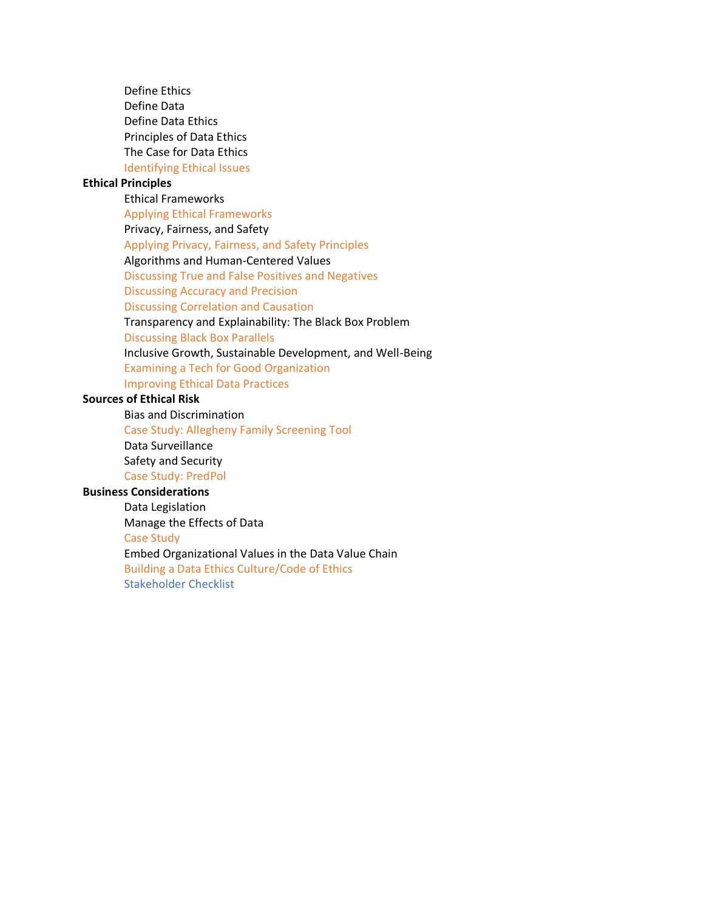- Define Ethics
- Define Data
- Define Data Ethics
- Principles of Data Ethics
- The Case for Data Ethics
- Identifying Ethical Issues

**Ethical Principles**

- Ethical Frameworks
- Applying Ethical Frameworks
- Privacy, Fairness, and Safety
- Applying Privacy, Fairness, and Safety Principles
- Algorithms and Human-Centered Values
- Discussing True and False Positives and Negatives
- Discussing Accuracy and Precision
- Discussing Correlation and Causation
- Transparency and Explainability: The Black Box Problem
- Discussing Black Box Parallels
- Inclusive Growth, Sustainable Development, and Well-Being
- Examining a Tech for Good Organization
- Improving Ethical Data Practices

**Sources of Ethical Risk**

- Bias and Discrimination
- Case Study: Allegheny Family Screening Tool
- Data Surveillance
- Safety and Security
- Case Study: PredPol

**Business Considerations**

- Data Legislation
- Manage the Effects of Data
- Case Study
- Embed Organizational Values in the Data Value Chain
- Building a Data Ethics Culture/Code of Ethics
- Stakeholder Checklist